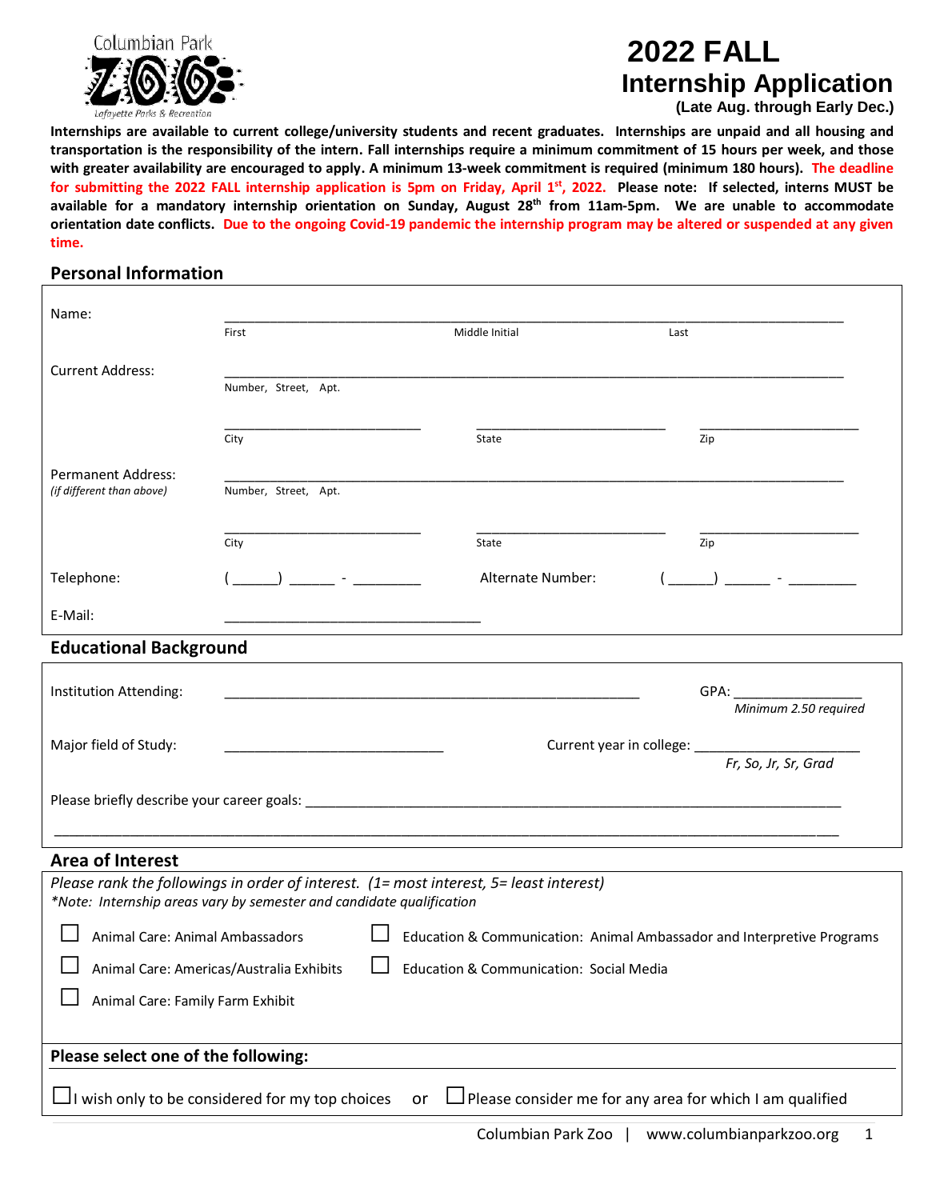Columbian Park ZOO
Lafayette Parks & Recreation

# 2022 FALL Internship Application

**(Late Aug. through Early Dec.)**

**Internships are available to current college/university students and recent graduates. Internships are unpaid and all housing and transportation is the responsibility of the intern. Fall internships require a minimum commitment of 15 hours per week, and those with greater availability are encouraged to apply. A minimum 13-week commitment is required (minimum 180 hours). The deadline for submitting the 2022 FALL internship application is 5pm on Friday, April 1st, 2022. Please note: If selected, interns MUST be available for a mandatory internship orientation on Sunday, August 28th from 11am-5pm. We are unable to accommodate orientation date conflicts. Due to the ongoing Covid-19 pandemic the internship program may be altered or suspended at any given time.**

## Personal Information

Name: ______________________________________________
First — Middle Initial — Last

Current Address: ______________________________________________
Number, Street, Apt.

______________ ______________ ______________
City — State — Zip

Permanent Address: ______________________________________________
*(if different than above)*
Number, Street, Apt.

______________ ______________ ______________
City — State — Zip

Telephone: ( ______) ______ - _________ Alternate Number: ( ______) ______ - _________

E-Mail: ______________________________

## Educational Background

Institution Attending: ______________________________ GPA: ______________
*Minimum 2.50 required*

Major field of Study: ______________________ Current year in college: ______________
*Fr, So, Jr, Sr, Grad*

Please briefly describe your career goals: ______________________________________________

______________________________________________________________________

## Area of Interest

*Please rank the followings in order of interest. (1= most interest, 5= least interest)*
*\*Note: Internship areas vary by semester and candidate qualification*

☐ Animal Care: Animal Ambassadors
☐ Animal Care: Americas/Australia Exhibits
☐ Animal Care: Family Farm Exhibit
☐ Education & Communication: Animal Ambassador and Interpretive Programs
☐ Education & Communication: Social Media

**Please select one of the following:**

☐ I wish only to be considered for my top choices or ☐ Please consider me for any area for which I am qualified

Columbian Park Zoo | www.columbianparkzoo.org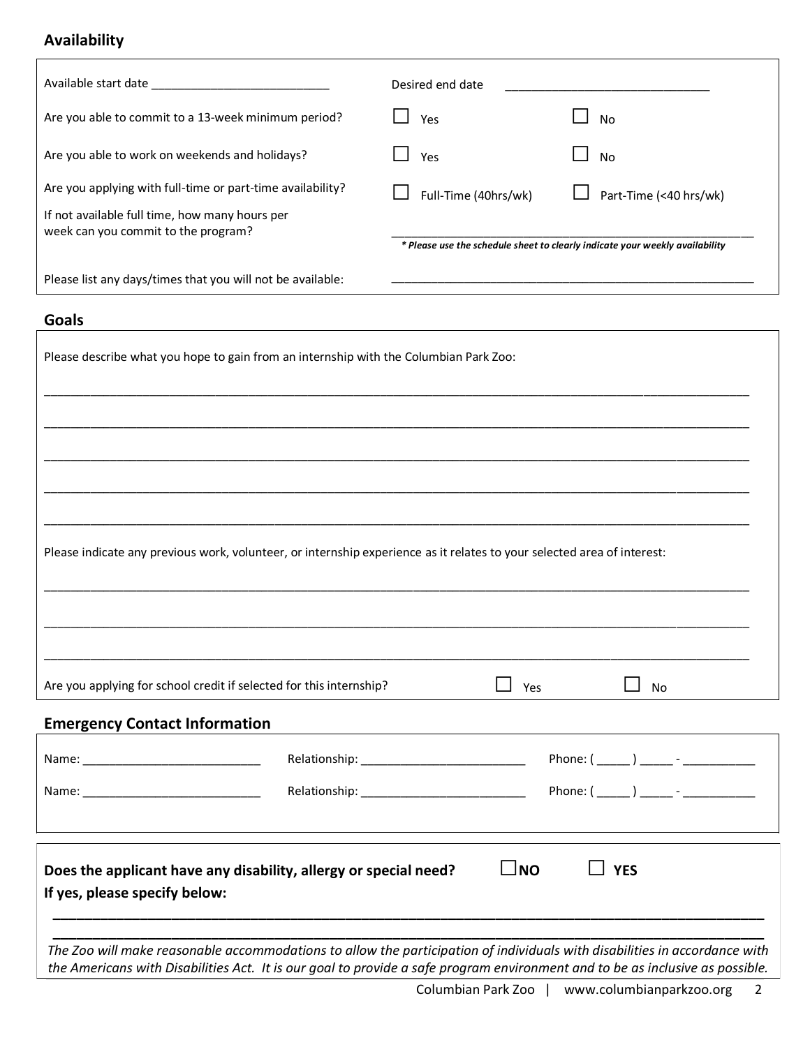## Availability

Available start date ___________________________ Desired end date ________________________________

Are you able to commit to a 13-week minimum period? ☐ Yes ☐ No

Are you able to work on weekends and holidays? ☐ Yes ☐ No

Are you applying with full-time or part-time availability? ☐ Full-Time (40hrs/wk) ☐ Part-Time (<40 hrs/wk)

If not available full time, how many hours per week can you commit to the program? ________________________________________________________

*\* Please use the schedule sheet to clearly indicate your weekly availability*

Please list any days/times that you will not be available: ________________________________________________________

## Goals

Please describe what you hope to gain from an internship with the Columbian Park Zoo:

____________________________________________________________________________________________________

____________________________________________________________________________________________________

____________________________________________________________________________________________________

____________________________________________________________________________________________________

____________________________________________________________________________________________________

Please indicate any previous work, volunteer, or internship experience as it relates to your selected area of interest:

____________________________________________________________________________________________________

____________________________________________________________________________________________________

____________________________________________________________________________________________________

Are you applying for school credit if selected for this internship? ☐ Yes ☐ No

## Emergency Contact Information

Name: ___________________________ Relationship: _________________________ Phone: ( _____ ) _____ - ___________

Name: ___________________________ Relationship: _________________________ Phone: ( _____ ) _____ - ___________

**Does the applicant have any disability, allergy or special need?** ☐**NO** ☐ **YES**

**If yes, please specify below:**

____________________________________________________________________________________________________

____________________________________________________________________________________________________

*The Zoo will make reasonable accommodations to allow the participation of individuals with disabilities in accordance with the Americans with Disabilities Act. It is our goal to provide a safe program environment and to be as inclusive as possible.*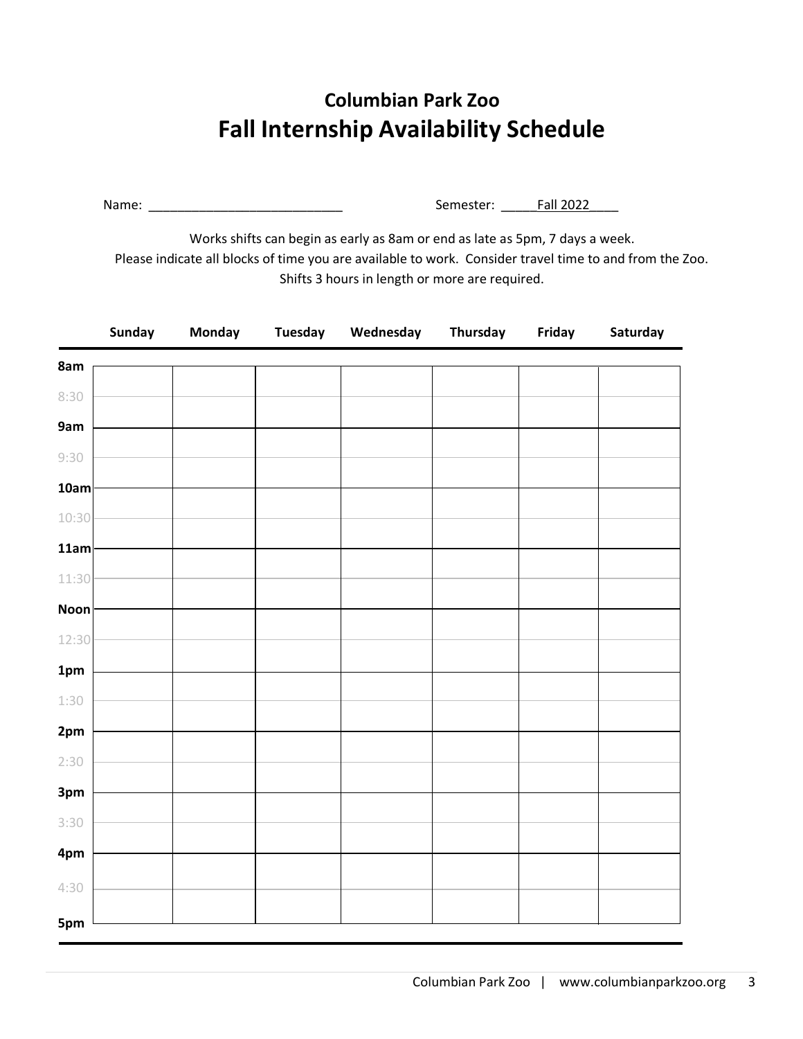## Columbian Park Zoo

# Fall Internship Availability Schedule

Name: ___________________________ Semester: _____Fall 2022____

Works shifts can begin as early as 8am or end as late as 5pm, 7 days a week.
Please indicate all blocks of time you are available to work. Consider travel time to and from the Zoo.
Shifts 3 hours in length or more are required.

| | Sunday | Monday | Tuesday | Wednesday | Thursday | Friday | Saturday |
|---|---|---|---|---|---|---|---|
| **8am** | | | | | | | |
| 8:30 | | | | | | | |
| **9am** | | | | | | | |
| 9:30 | | | | | | | |
| **10am** | | | | | | | |
| 10:30 | | | | | | | |
| **11am** | | | | | | | |
| 11:30 | | | | | | | |
| **Noon** | | | | | | | |
| 12:30 | | | | | | | |
| **1pm** | | | | | | | |
| 1:30 | | | | | | | |
| **2pm** | | | | | | | |
| 2:30 | | | | | | | |
| **3pm** | | | | | | | |
| 3:30 | | | | | | | |
| **4pm** | | | | | | | |
| 4:30 | | | | | | | |
| **5pm** | | | | | | | |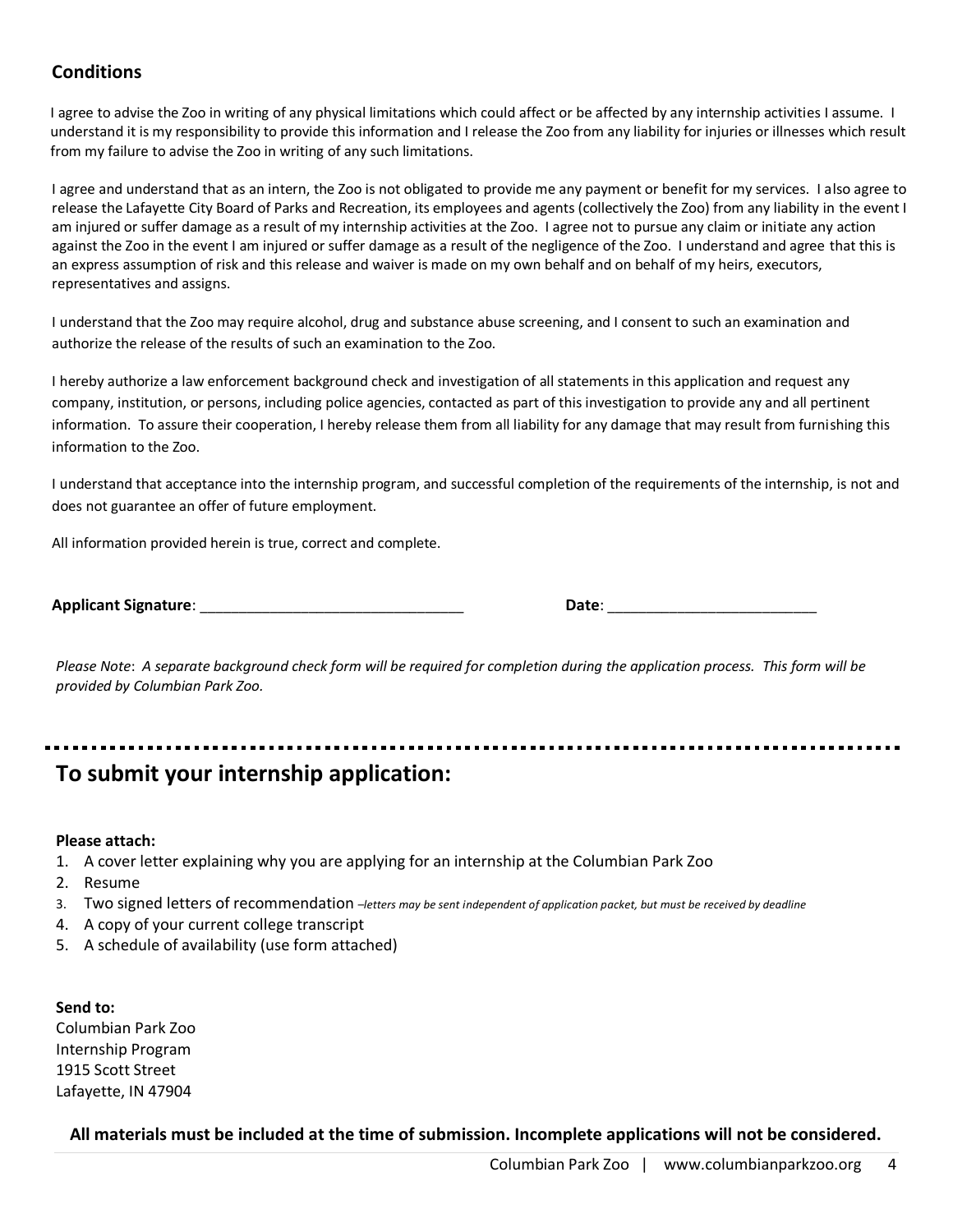## Conditions

I agree to advise the Zoo in writing of any physical limitations which could affect or be affected by any internship activities I assume. I understand it is my responsibility to provide this information and I release the Zoo from any liability for injuries or illnesses which result from my failure to advise the Zoo in writing of any such limitations.

I agree and understand that as an intern, the Zoo is not obligated to provide me any payment or benefit for my services. I also agree to release the Lafayette City Board of Parks and Recreation, its employees and agents (collectively the Zoo) from any liability in the event I am injured or suffer damage as a result of my internship activities at the Zoo. I agree not to pursue any claim or initiate any action against the Zoo in the event I am injured or suffer damage as a result of the negligence of the Zoo. I understand and agree that this is an express assumption of risk and this release and waiver is made on my own behalf and on behalf of my heirs, executors, representatives and assigns.

I understand that the Zoo may require alcohol, drug and substance abuse screening, and I consent to such an examination and authorize the release of the results of such an examination to the Zoo.

I hereby authorize a law enforcement background check and investigation of all statements in this application and request any company, institution, or persons, including police agencies, contacted as part of this investigation to provide any and all pertinent information. To assure their cooperation, I hereby release them from all liability for any damage that may result from furnishing this information to the Zoo.

I understand that acceptance into the internship program, and successful completion of the requirements of the internship, is not and does not guarantee an offer of future employment.

All information provided herein is true, correct and complete.

**Applicant Signature**: ________________________________ **Date**: _________________________

*Please Note: A separate background check form will be required for completion during the application process. This form will be provided by Columbian Park Zoo.*

---

## To submit your internship application:

**Please attach:**

1. A cover letter explaining why you are applying for an internship at the Columbian Park Zoo
2. Resume
3. Two signed letters of recommendation *–letters may be sent independent of application packet, but must be received by deadline*
4. A copy of your current college transcript
5. A schedule of availability (use form attached)

**Send to:**
Columbian Park Zoo
Internship Program
1915 Scott Street
Lafayette, IN 47904

**All materials must be included at the time of submission. Incomplete applications will not be considered.**